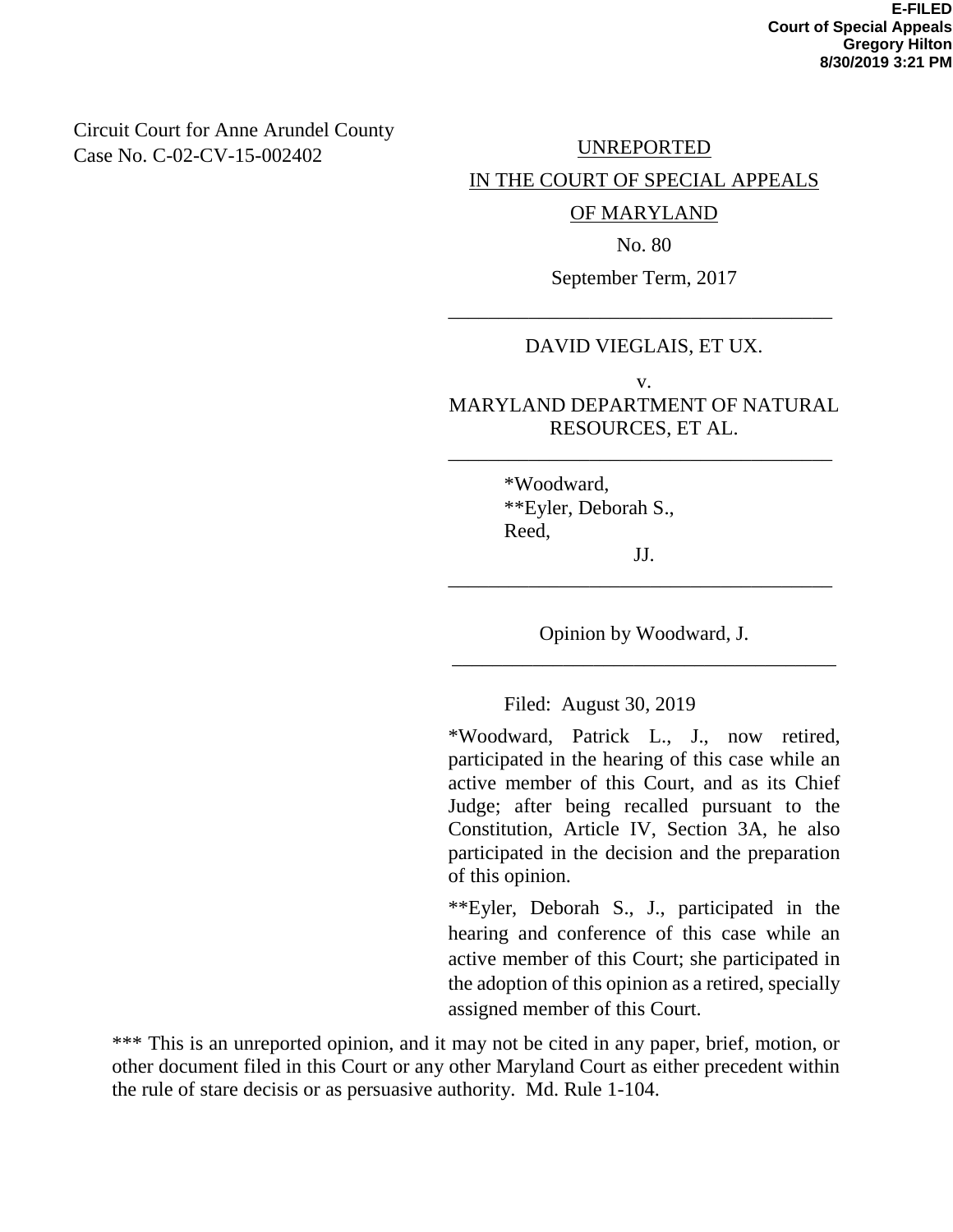E-FILED
Court of Special Appeals
Gregory Hilton
8/30/2019 3:21 PM

Circuit Court for Anne Arundel County
Case No. C-02-CV-15-002402

UNREPORTED

IN THE COURT OF SPECIAL APPEALS

OF MARYLAND

No. 80

September Term, 2017

---

DAVID VIEGLAIS, ET UX.

v.

MARYLAND DEPARTMENT OF NATURAL RESOURCES, ET AL.

---

*Woodward,
**Eyler, Deborah S.,
Reed,

JJ.

---

Opinion by Woodward, J.

---

Filed: August 30, 2019

*Woodward, Patrick L., J., now retired, participated in the hearing of this case while an active member of this Court, and as its Chief Judge; after being recalled pursuant to the Constitution, Article IV, Section 3A, he also participated in the decision and the preparation of this opinion.

**Eyler, Deborah S., J., participated in the hearing and conference of this case while an active member of this Court; she participated in the adoption of this opinion as a retired, specially assigned member of this Court.

*** This is an unreported opinion, and it may not be cited in any paper, brief, motion, or other document filed in this Court or any other Maryland Court as either precedent within the rule of stare decisis or as persuasive authority. Md. Rule 1-104.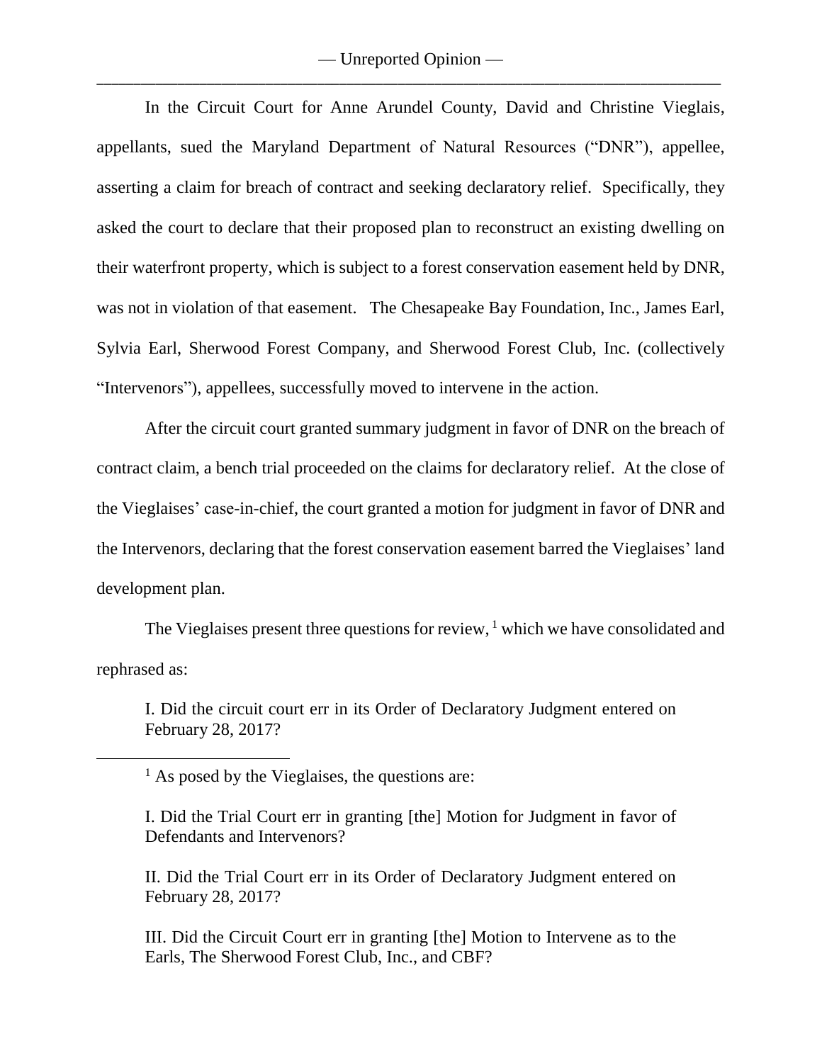In the Circuit Court for Anne Arundel County, David and Christine Vieglais, appellants, sued the Maryland Department of Natural Resources ("DNR"), appellee, asserting a claim for breach of contract and seeking declaratory relief. Specifically, they asked the court to declare that their proposed plan to reconstruct an existing dwelling on their waterfront property, which is subject to a forest conservation easement held by DNR, was not in violation of that easement. The Chesapeake Bay Foundation, Inc., James Earl, Sylvia Earl, Sherwood Forest Company, and Sherwood Forest Club, Inc. (collectively "Intervenors"), appellees, successfully moved to intervene in the action.

After the circuit court granted summary judgment in favor of DNR on the breach of contract claim, a bench trial proceeded on the claims for declaratory relief. At the close of the Vieglaises' case-in-chief, the court granted a motion for judgment in favor of DNR and the Intervenors, declaring that the forest conservation easement barred the Vieglaises' land development plan.

The Vieglaises present three questions for review, [1] which we have consolidated and rephrased as:

> I. Did the circuit court err in its Order of Declaratory Judgment entered on February 28, 2017?

---

[1] As posed by the Vieglaises, the questions are:

> I. Did the Trial Court err in granting [the] Motion for Judgment in favor of Defendants and Intervenors?
>
> II. Did the Trial Court err in its Order of Declaratory Judgment entered on February 28, 2017?
>
> III. Did the Circuit Court err in granting [the] Motion to Intervene as to the Earls, The Sherwood Forest Club, Inc., and CBF?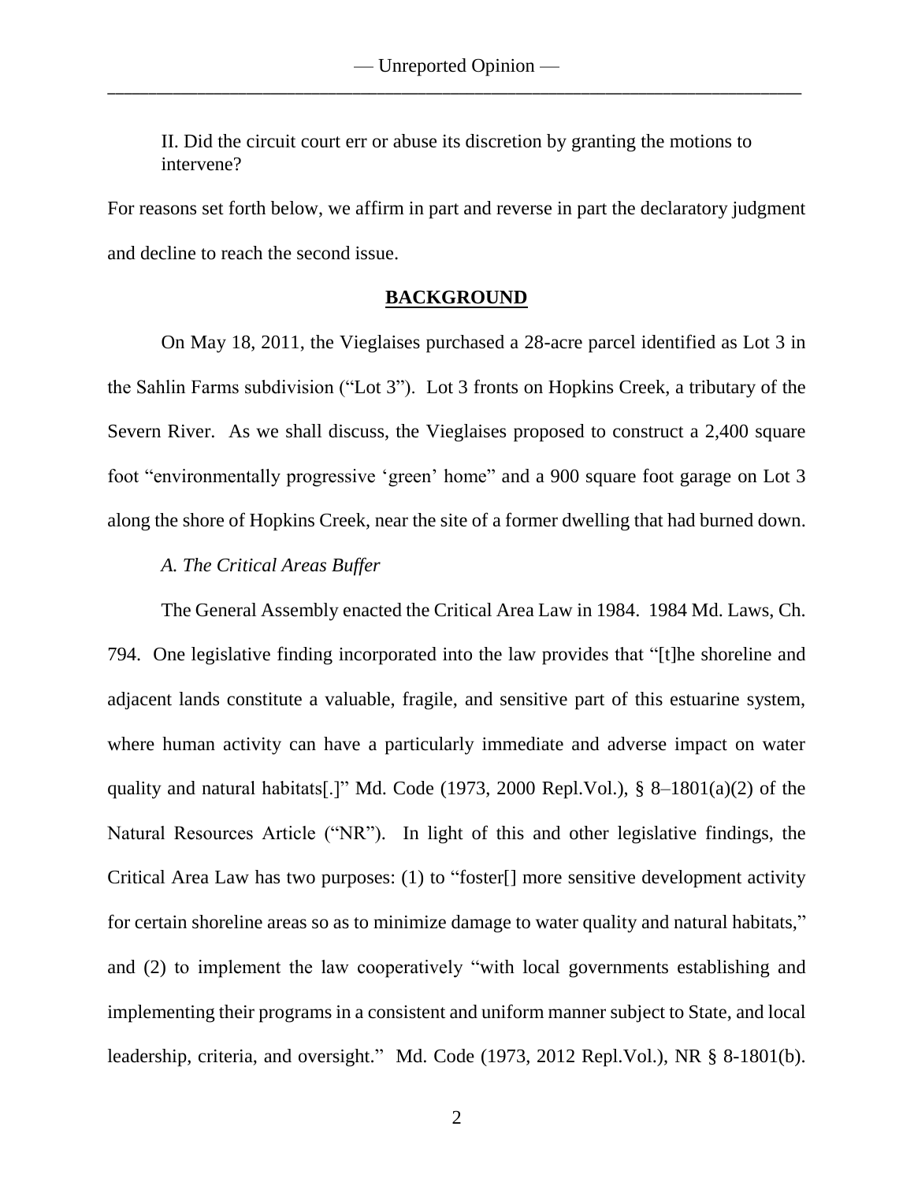II. Did the circuit court err or abuse its discretion by granting the motions to intervene?

For reasons set forth below, we affirm in part and reverse in part the declaratory judgment and decline to reach the second issue.

## BACKGROUND

On May 18, 2011, the Vieglaises purchased a 28-acre parcel identified as Lot 3 in the Sahlin Farms subdivision ("Lot 3"). Lot 3 fronts on Hopkins Creek, a tributary of the Severn River. As we shall discuss, the Vieglaises proposed to construct a 2,400 square foot "environmentally progressive 'green' home" and a 900 square foot garage on Lot 3 along the shore of Hopkins Creek, near the site of a former dwelling that had burned down.

*A. The Critical Areas Buffer*

The General Assembly enacted the Critical Area Law in 1984. 1984 Md. Laws, Ch. 794. One legislative finding incorporated into the law provides that "[t]he shoreline and adjacent lands constitute a valuable, fragile, and sensitive part of this estuarine system, where human activity can have a particularly immediate and adverse impact on water quality and natural habitats[.]" Md. Code (1973, 2000 Repl.Vol.), § 8–1801(a)(2) of the Natural Resources Article ("NR"). In light of this and other legislative findings, the Critical Area Law has two purposes: (1) to "foster[] more sensitive development activity for certain shoreline areas so as to minimize damage to water quality and natural habitats," and (2) to implement the law cooperatively "with local governments establishing and implementing their programs in a consistent and uniform manner subject to State, and local leadership, criteria, and oversight." Md. Code (1973, 2012 Repl.Vol.), NR § 8-1801(b).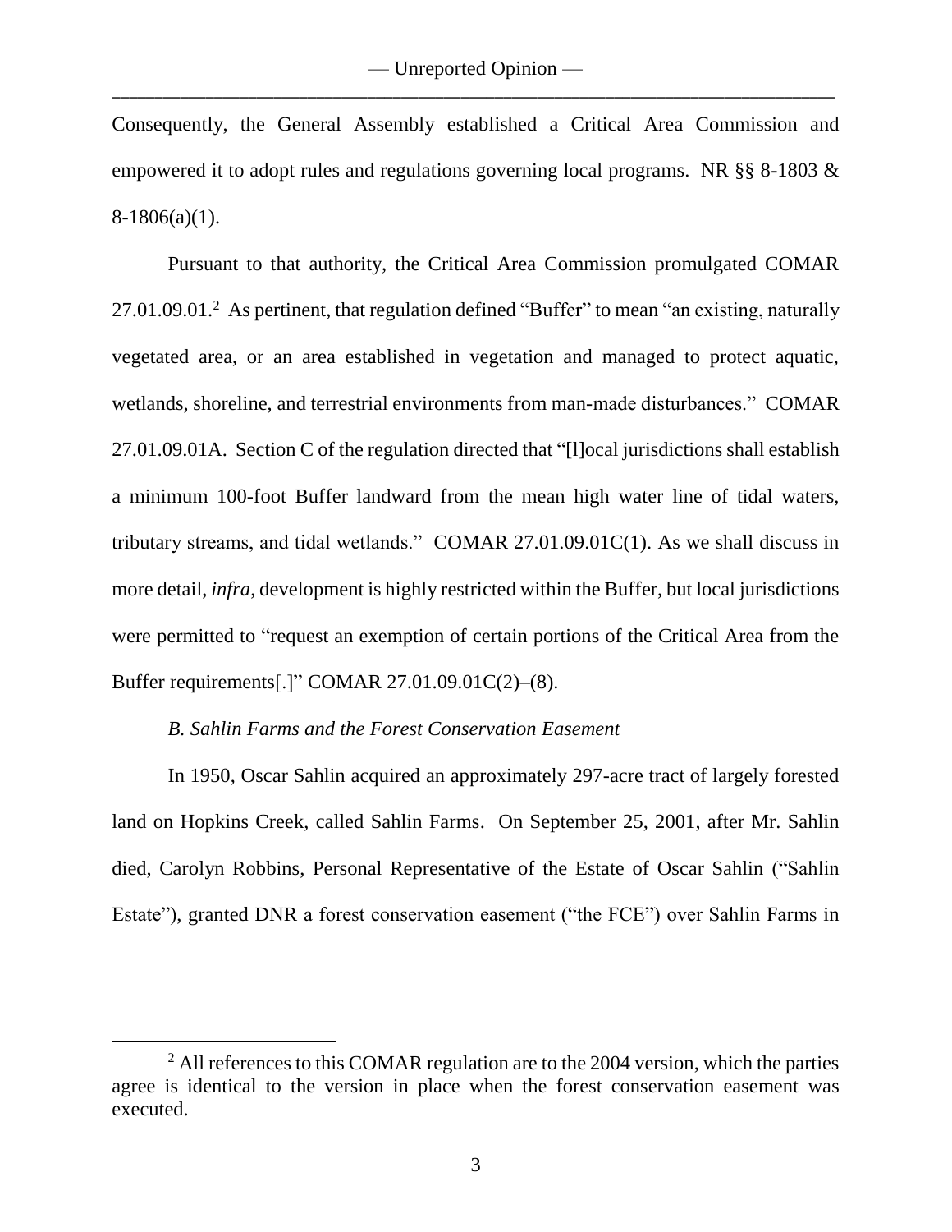Consequently, the General Assembly established a Critical Area Commission and empowered it to adopt rules and regulations governing local programs. NR §§ 8-1803 & 8-1806(a)(1).

Pursuant to that authority, the Critical Area Commission promulgated COMAR 27.01.09.01.[2] As pertinent, that regulation defined "Buffer" to mean "an existing, naturally vegetated area, or an area established in vegetation and managed to protect aquatic, wetlands, shoreline, and terrestrial environments from man-made disturbances." COMAR 27.01.09.01A. Section C of the regulation directed that "[l]ocal jurisdictions shall establish a minimum 100-foot Buffer landward from the mean high water line of tidal waters, tributary streams, and tidal wetlands." COMAR 27.01.09.01C(1). As we shall discuss in more detail, *infra*, development is highly restricted within the Buffer, but local jurisdictions were permitted to "request an exemption of certain portions of the Critical Area from the Buffer requirements[.]" COMAR 27.01.09.01C(2)–(8).

*B. Sahlin Farms and the Forest Conservation Easement*

In 1950, Oscar Sahlin acquired an approximately 297-acre tract of largely forested land on Hopkins Creek, called Sahlin Farms. On September 25, 2001, after Mr. Sahlin died, Carolyn Robbins, Personal Representative of the Estate of Oscar Sahlin ("Sahlin Estate"), granted DNR a forest conservation easement ("the FCE") over Sahlin Farms in

[2] All references to this COMAR regulation are to the 2004 version, which the parties agree is identical to the version in place when the forest conservation easement was executed.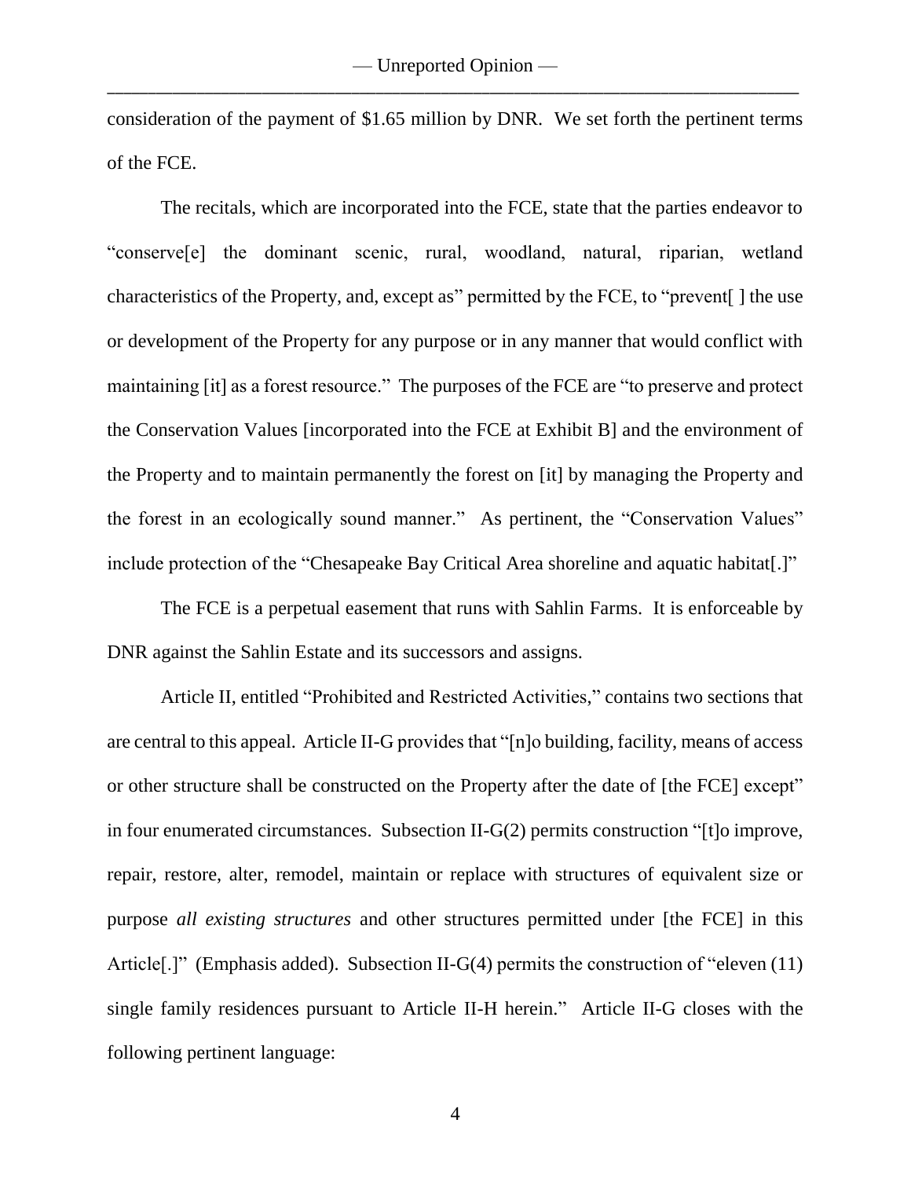consideration of the payment of $1.65 million by DNR. We set forth the pertinent terms of the FCE.

The recitals, which are incorporated into the FCE, state that the parties endeavor to "conserve[e] the dominant scenic, rural, woodland, natural, riparian, wetland characteristics of the Property, and, except as" permitted by the FCE, to "prevent[ ] the use or development of the Property for any purpose or in any manner that would conflict with maintaining [it] as a forest resource." The purposes of the FCE are "to preserve and protect the Conservation Values [incorporated into the FCE at Exhibit B] and the environment of the Property and to maintain permanently the forest on [it] by managing the Property and the forest in an ecologically sound manner." As pertinent, the "Conservation Values" include protection of the "Chesapeake Bay Critical Area shoreline and aquatic habitat[.]"

The FCE is a perpetual easement that runs with Sahlin Farms. It is enforceable by DNR against the Sahlin Estate and its successors and assigns.

Article II, entitled "Prohibited and Restricted Activities," contains two sections that are central to this appeal. Article II-G provides that "[n]o building, facility, means of access or other structure shall be constructed on the Property after the date of [the FCE] except" in four enumerated circumstances. Subsection II-G(2) permits construction "[t]o improve, repair, restore, alter, remodel, maintain or replace with structures of equivalent size or purpose *all existing structures* and other structures permitted under [the FCE] in this Article[.]" (Emphasis added). Subsection II-G(4) permits the construction of "eleven (11) single family residences pursuant to Article II-H herein." Article II-G closes with the following pertinent language: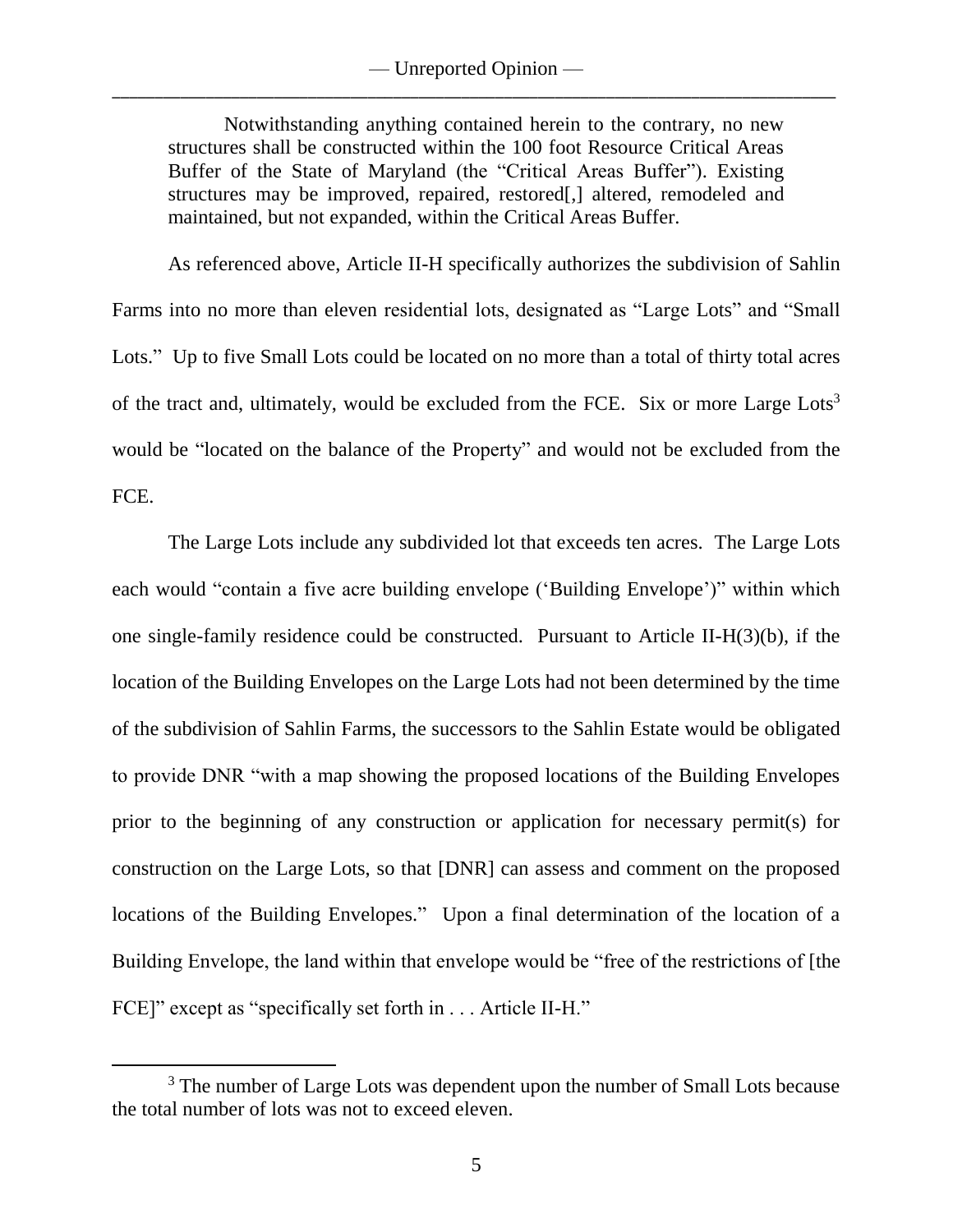> Notwithstanding anything contained herein to the contrary, no new structures shall be constructed within the 100 foot Resource Critical Areas Buffer of the State of Maryland (the "Critical Areas Buffer"). Existing structures may be improved, repaired, restored[,] altered, remodeled and maintained, but not expanded, within the Critical Areas Buffer.

As referenced above, Article II-H specifically authorizes the subdivision of Sahlin Farms into no more than eleven residential lots, designated as "Large Lots" and "Small Lots." Up to five Small Lots could be located on no more than a total of thirty total acres of the tract and, ultimately, would be excluded from the FCE. Six or more Large Lots[3] would be "located on the balance of the Property" and would not be excluded from the FCE.

The Large Lots include any subdivided lot that exceeds ten acres. The Large Lots each would "contain a five acre building envelope ('Building Envelope')" within which one single-family residence could be constructed. Pursuant to Article II-H(3)(b), if the location of the Building Envelopes on the Large Lots had not been determined by the time of the subdivision of Sahlin Farms, the successors to the Sahlin Estate would be obligated to provide DNR "with a map showing the proposed locations of the Building Envelopes prior to the beginning of any construction or application for necessary permit(s) for construction on the Large Lots, so that [DNR] can assess and comment on the proposed locations of the Building Envelopes." Upon a final determination of the location of a Building Envelope, the land within that envelope would be "free of the restrictions of [the FCE]" except as "specifically set forth in . . . Article II-H."

---

[3] The number of Large Lots was dependent upon the number of Small Lots because the total number of lots was not to exceed eleven.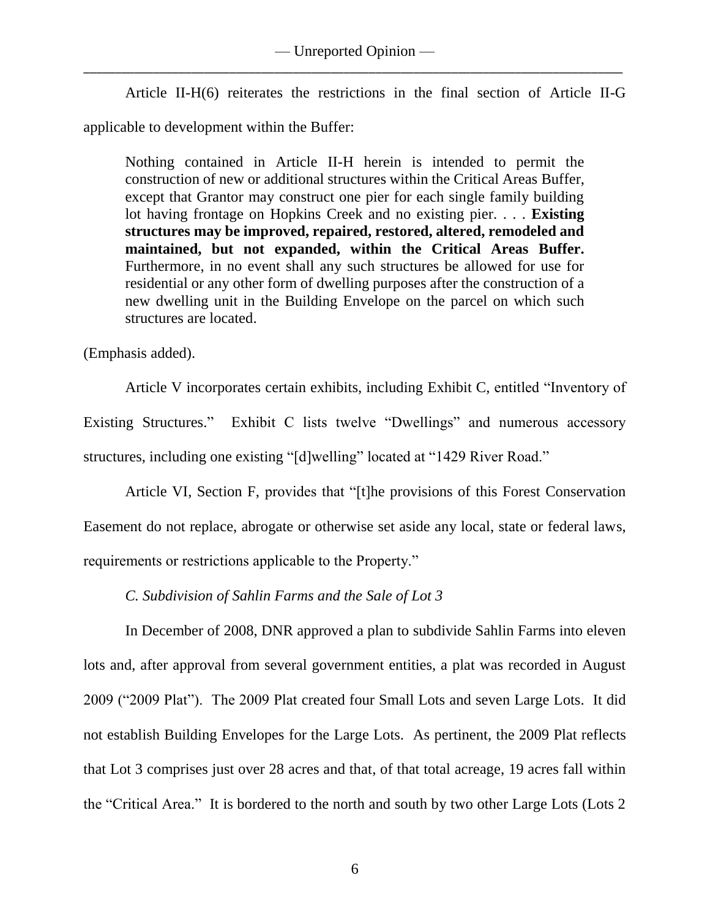Article II-H(6) reiterates the restrictions in the final section of Article II-G applicable to development within the Buffer:

> Nothing contained in Article II-H herein is intended to permit the construction of new or additional structures within the Critical Areas Buffer, except that Grantor may construct one pier for each single family building lot having frontage on Hopkins Creek and no existing pier. . . . **Existing structures may be improved, repaired, restored, altered, remodeled and maintained, but not expanded, within the Critical Areas Buffer.** Furthermore, in no event shall any such structures be allowed for use for residential or any other form of dwelling purposes after the construction of a new dwelling unit in the Building Envelope on the parcel on which such structures are located.

(Emphasis added).

Article V incorporates certain exhibits, including Exhibit C, entitled "Inventory of Existing Structures." Exhibit C lists twelve "Dwellings" and numerous accessory structures, including one existing "[d]welling" located at "1429 River Road."

Article VI, Section F, provides that "[t]he provisions of this Forest Conservation Easement do not replace, abrogate or otherwise set aside any local, state or federal laws, requirements or restrictions applicable to the Property."

*C. Subdivision of Sahlin Farms and the Sale of Lot 3*

In December of 2008, DNR approved a plan to subdivide Sahlin Farms into eleven lots and, after approval from several government entities, a plat was recorded in August 2009 ("2009 Plat"). The 2009 Plat created four Small Lots and seven Large Lots. It did not establish Building Envelopes for the Large Lots. As pertinent, the 2009 Plat reflects that Lot 3 comprises just over 28 acres and that, of that total acreage, 19 acres fall within the "Critical Area." It is bordered to the north and south by two other Large Lots (Lots 2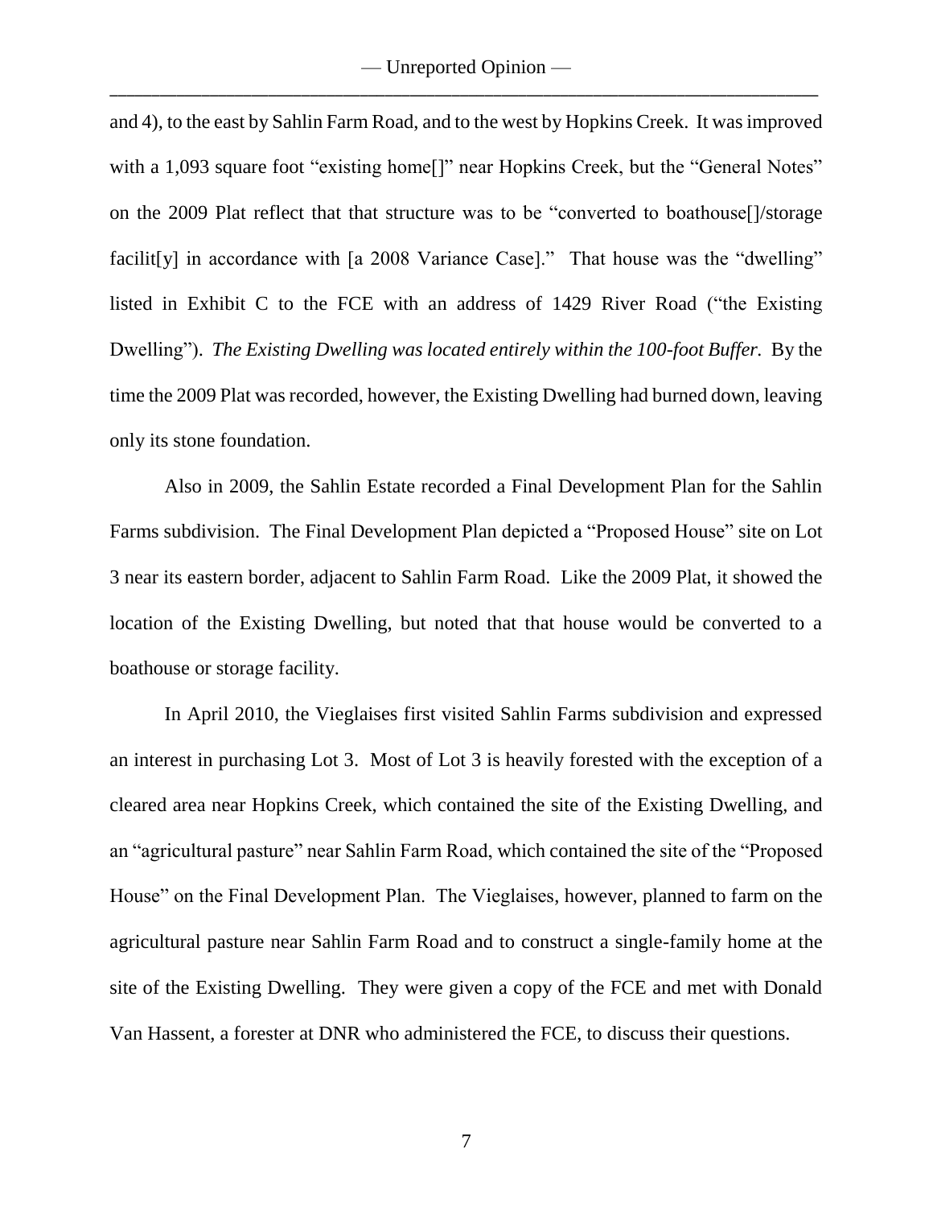and 4), to the east by Sahlin Farm Road, and to the west by Hopkins Creek. It was improved with a 1,093 square foot "existing home[]" near Hopkins Creek, but the "General Notes" on the 2009 Plat reflect that that structure was to be "converted to boathouse[]/storage facilit[y] in accordance with [a 2008 Variance Case]." That house was the "dwelling" listed in Exhibit C to the FCE with an address of 1429 River Road ("the Existing Dwelling"). *The Existing Dwelling was located entirely within the 100-foot Buffer.* By the time the 2009 Plat was recorded, however, the Existing Dwelling had burned down, leaving only its stone foundation.

Also in 2009, the Sahlin Estate recorded a Final Development Plan for the Sahlin Farms subdivision. The Final Development Plan depicted a "Proposed House" site on Lot 3 near its eastern border, adjacent to Sahlin Farm Road. Like the 2009 Plat, it showed the location of the Existing Dwelling, but noted that that house would be converted to a boathouse or storage facility.

In April 2010, the Vieglaises first visited Sahlin Farms subdivision and expressed an interest in purchasing Lot 3. Most of Lot 3 is heavily forested with the exception of a cleared area near Hopkins Creek, which contained the site of the Existing Dwelling, and an "agricultural pasture" near Sahlin Farm Road, which contained the site of the "Proposed House" on the Final Development Plan. The Vieglaises, however, planned to farm on the agricultural pasture near Sahlin Farm Road and to construct a single-family home at the site of the Existing Dwelling. They were given a copy of the FCE and met with Donald Van Hassent, a forester at DNR who administered the FCE, to discuss their questions.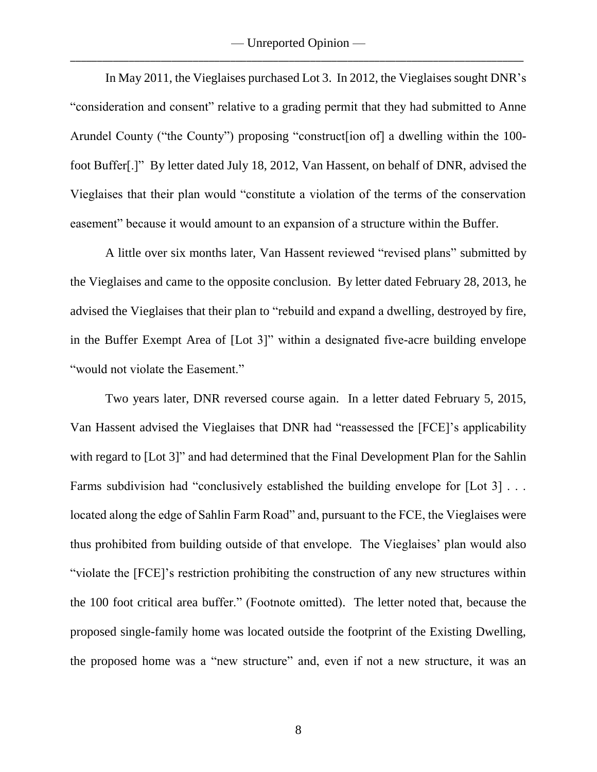In May 2011, the Vieglaises purchased Lot 3. In 2012, the Vieglaises sought DNR's "consideration and consent" relative to a grading permit that they had submitted to Anne Arundel County ("the County") proposing "construct[ion of] a dwelling within the 100-foot Buffer[.]" By letter dated July 18, 2012, Van Hassent, on behalf of DNR, advised the Vieglaises that their plan would "constitute a violation of the terms of the conservation easement" because it would amount to an expansion of a structure within the Buffer.

A little over six months later, Van Hassent reviewed "revised plans" submitted by the Vieglaises and came to the opposite conclusion. By letter dated February 28, 2013, he advised the Vieglaises that their plan to "rebuild and expand a dwelling, destroyed by fire, in the Buffer Exempt Area of [Lot 3]" within a designated five-acre building envelope "would not violate the Easement."

Two years later, DNR reversed course again. In a letter dated February 5, 2015, Van Hassent advised the Vieglaises that DNR had "reassessed the [FCE]'s applicability with regard to [Lot 3]" and had determined that the Final Development Plan for the Sahlin Farms subdivision had "conclusively established the building envelope for [Lot 3] . . . located along the edge of Sahlin Farm Road" and, pursuant to the FCE, the Vieglaises were thus prohibited from building outside of that envelope. The Vieglaises' plan would also "violate the [FCE]'s restriction prohibiting the construction of any new structures within the 100 foot critical area buffer." (Footnote omitted). The letter noted that, because the proposed single-family home was located outside the footprint of the Existing Dwelling, the proposed home was a "new structure" and, even if not a new structure, it was an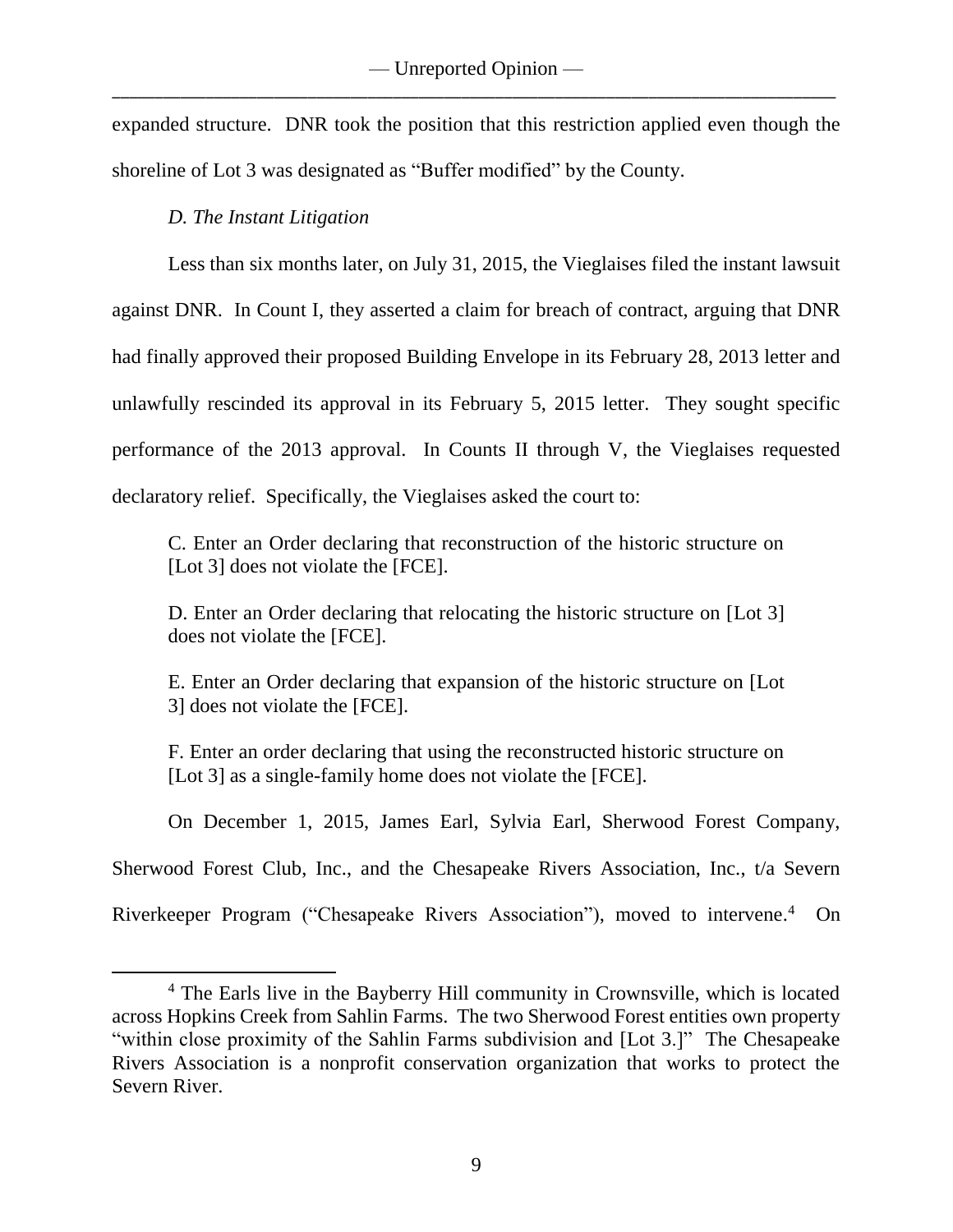expanded structure. DNR took the position that this restriction applied even though the shoreline of Lot 3 was designated as "Buffer modified" by the County.

*D. The Instant Litigation*

Less than six months later, on July 31, 2015, the Vieglaises filed the instant lawsuit against DNR. In Count I, they asserted a claim for breach of contract, arguing that DNR had finally approved their proposed Building Envelope in its February 28, 2013 letter and unlawfully rescinded its approval in its February 5, 2015 letter. They sought specific performance of the 2013 approval. In Counts II through V, the Vieglaises requested declaratory relief. Specifically, the Vieglaises asked the court to:

> C. Enter an Order declaring that reconstruction of the historic structure on [Lot 3] does not violate the [FCE].
>
> D. Enter an Order declaring that relocating the historic structure on [Lot 3] does not violate the [FCE].
>
> E. Enter an Order declaring that expansion of the historic structure on [Lot 3] does not violate the [FCE].
>
> F. Enter an order declaring that using the reconstructed historic structure on [Lot 3] as a single-family home does not violate the [FCE].

On December 1, 2015, James Earl, Sylvia Earl, Sherwood Forest Company, Sherwood Forest Club, Inc., and the Chesapeake Rivers Association, Inc., t/a Severn Riverkeeper Program ("Chesapeake Rivers Association"), moved to intervene.[4] On

---

[4] The Earls live in the Bayberry Hill community in Crownsville, which is located across Hopkins Creek from Sahlin Farms. The two Sherwood Forest entities own property "within close proximity of the Sahlin Farms subdivision and [Lot 3.]" The Chesapeake Rivers Association is a nonprofit conservation organization that works to protect the Severn River.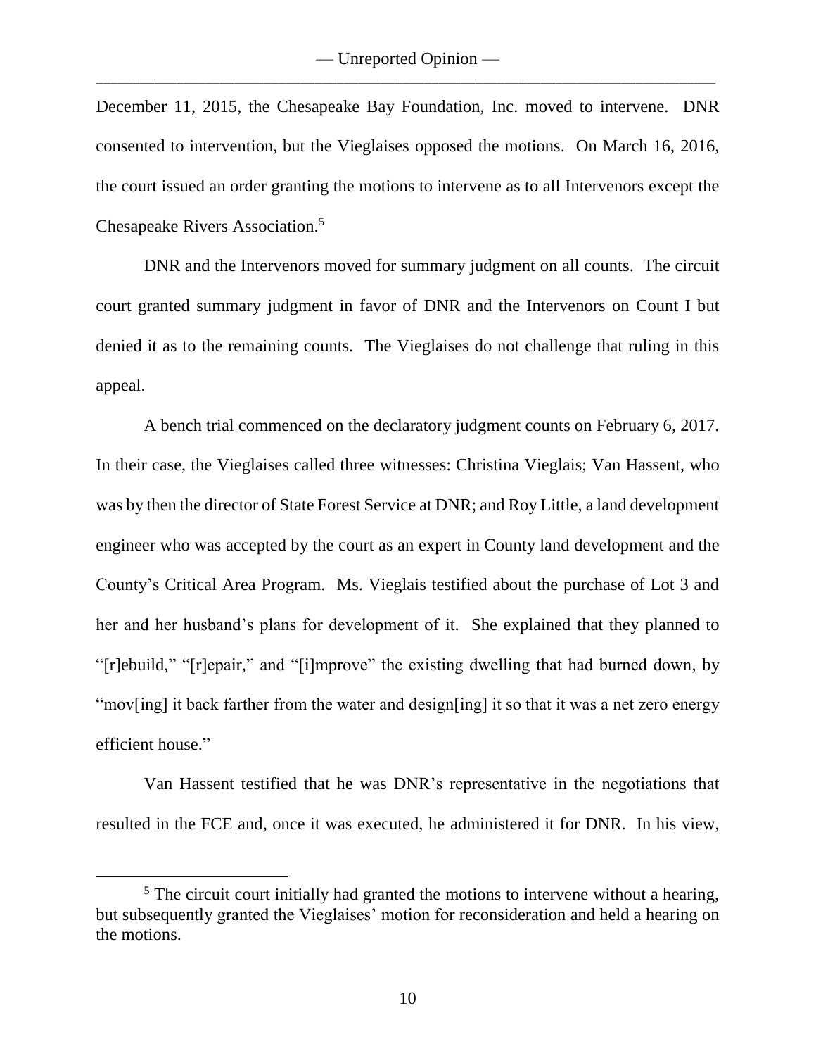December 11, 2015, the Chesapeake Bay Foundation, Inc. moved to intervene. DNR consented to intervention, but the Vieglaises opposed the motions. On March 16, 2016, the court issued an order granting the motions to intervene as to all Intervenors except the Chesapeake Rivers Association.[5]

DNR and the Intervenors moved for summary judgment on all counts. The circuit court granted summary judgment in favor of DNR and the Intervenors on Count I but denied it as to the remaining counts. The Vieglaises do not challenge that ruling in this appeal.

A bench trial commenced on the declaratory judgment counts on February 6, 2017. In their case, the Vieglaises called three witnesses: Christina Vieglais; Van Hassent, who was by then the director of State Forest Service at DNR; and Roy Little, a land development engineer who was accepted by the court as an expert in County land development and the County's Critical Area Program. Ms. Vieglais testified about the purchase of Lot 3 and her and her husband's plans for development of it. She explained that they planned to "[r]ebuild," "[r]epair," and "[i]mprove" the existing dwelling that had burned down, by "mov[ing] it back farther from the water and design[ing] it so that it was a net zero energy efficient house."

Van Hassent testified that he was DNR's representative in the negotiations that resulted in the FCE and, once it was executed, he administered it for DNR. In his view,

---

[5] The circuit court initially had granted the motions to intervene without a hearing, but subsequently granted the Vieglaises' motion for reconsideration and held a hearing on the motions.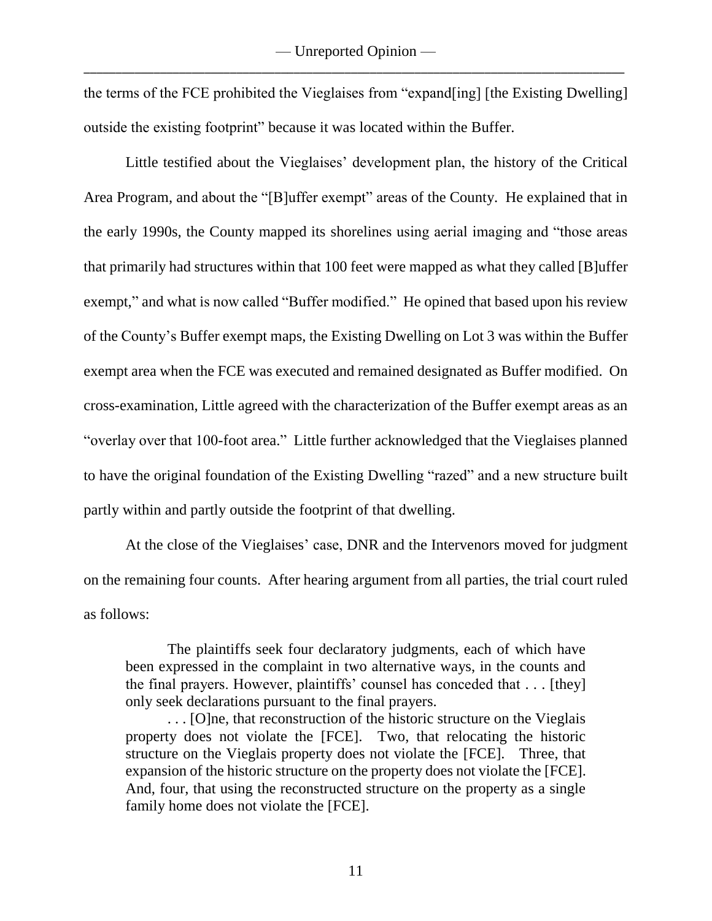the terms of the FCE prohibited the Vieglaises from "expand[ing] [the Existing Dwelling] outside the existing footprint" because it was located within the Buffer.

Little testified about the Vieglaises' development plan, the history of the Critical Area Program, and about the "[B]uffer exempt" areas of the County. He explained that in the early 1990s, the County mapped its shorelines using aerial imaging and "those areas that primarily had structures within that 100 feet were mapped as what they called [B]uffer exempt," and what is now called "Buffer modified." He opined that based upon his review of the County's Buffer exempt maps, the Existing Dwelling on Lot 3 was within the Buffer exempt area when the FCE was executed and remained designated as Buffer modified. On cross-examination, Little agreed with the characterization of the Buffer exempt areas as an "overlay over that 100-foot area." Little further acknowledged that the Vieglaises planned to have the original foundation of the Existing Dwelling "razed" and a new structure built partly within and partly outside the footprint of that dwelling.

At the close of the Vieglaises' case, DNR and the Intervenors moved for judgment on the remaining four counts. After hearing argument from all parties, the trial court ruled as follows:

> The plaintiffs seek four declaratory judgments, each of which have been expressed in the complaint in two alternative ways, in the counts and the final prayers. However, plaintiffs' counsel has conceded that . . . [they] only seek declarations pursuant to the final prayers.
>
> . . . [O]ne, that reconstruction of the historic structure on the Vieglais property does not violate the [FCE]. Two, that relocating the historic structure on the Vieglais property does not violate the [FCE]. Three, that expansion of the historic structure on the property does not violate the [FCE]. And, four, that using the reconstructed structure on the property as a single family home does not violate the [FCE].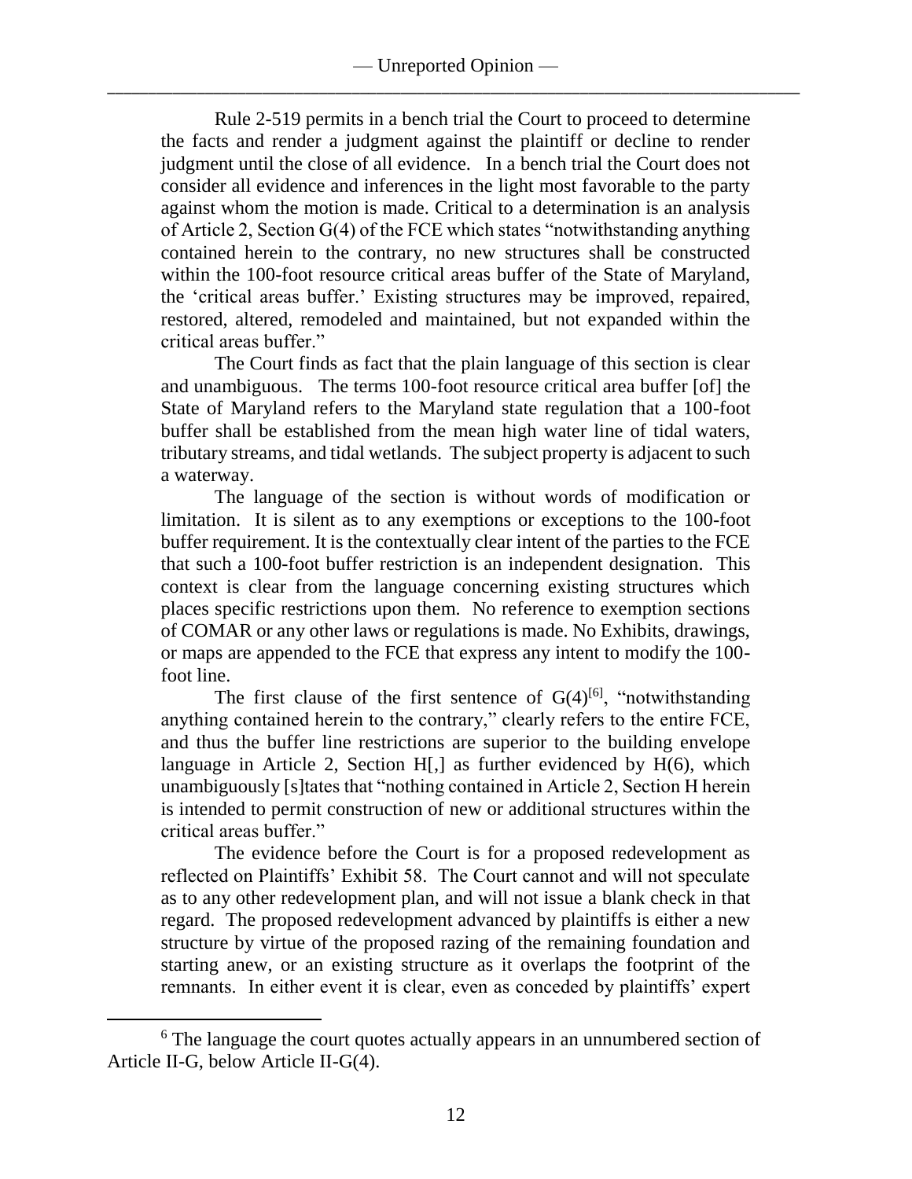Rule 2-519 permits in a bench trial the Court to proceed to determine the facts and render a judgment against the plaintiff or decline to render judgment until the close of all evidence. In a bench trial the Court does not consider all evidence and inferences in the light most favorable to the party against whom the motion is made. Critical to a determination is an analysis of Article 2, Section G(4) of the FCE which states "notwithstanding anything contained herein to the contrary, no new structures shall be constructed within the 100-foot resource critical areas buffer of the State of Maryland, the 'critical areas buffer.' Existing structures may be improved, repaired, restored, altered, remodeled and maintained, but not expanded within the critical areas buffer."

The Court finds as fact that the plain language of this section is clear and unambiguous. The terms 100-foot resource critical area buffer [of] the State of Maryland refers to the Maryland state regulation that a 100-foot buffer shall be established from the mean high water line of tidal waters, tributary streams, and tidal wetlands. The subject property is adjacent to such a waterway.

The language of the section is without words of modification or limitation. It is silent as to any exemptions or exceptions to the 100-foot buffer requirement. It is the contextually clear intent of the parties to the FCE that such a 100-foot buffer restriction is an independent designation. This context is clear from the language concerning existing structures which places specific restrictions upon them. No reference to exemption sections of COMAR or any other laws or regulations is made. No Exhibits, drawings, or maps are appended to the FCE that express any intent to modify the 100-foot line.

The first clause of the first sentence of G(4)[6], "notwithstanding anything contained herein to the contrary," clearly refers to the entire FCE, and thus the buffer line restrictions are superior to the building envelope language in Article 2, Section H[,] as further evidenced by H(6), which unambiguously [s]tates that "nothing contained in Article 2, Section H herein is intended to permit construction of new or additional structures within the critical areas buffer."

The evidence before the Court is for a proposed redevelopment as reflected on Plaintiffs' Exhibit 58. The Court cannot and will not speculate as to any other redevelopment plan, and will not issue a blank check in that regard. The proposed redevelopment advanced by plaintiffs is either a new structure by virtue of the proposed razing of the remaining foundation and starting anew, or an existing structure as it overlaps the footprint of the remnants. In either event it is clear, even as conceded by plaintiffs' expert

---

[6] The language the court quotes actually appears in an unnumbered section of Article II-G, below Article II-G(4).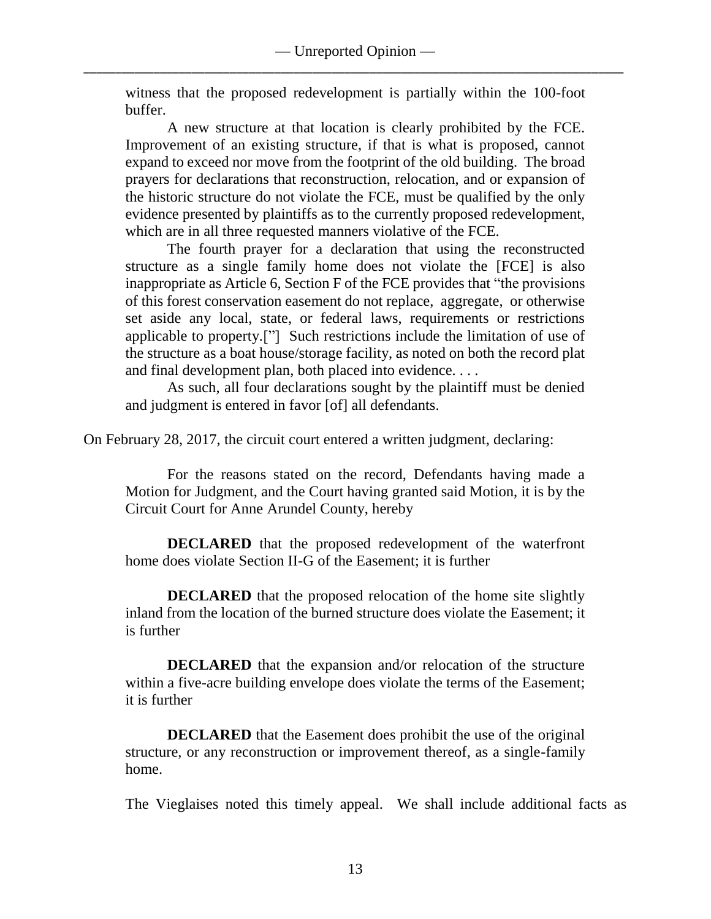> witness that the proposed redevelopment is partially within the 100-foot buffer.
>
> A new structure at that location is clearly prohibited by the FCE. Improvement of an existing structure, if that is what is proposed, cannot expand to exceed nor move from the footprint of the old building. The broad prayers for declarations that reconstruction, relocation, and or expansion of the historic structure do not violate the FCE, must be qualified by the only evidence presented by plaintiffs as to the currently proposed redevelopment, which are in all three requested manners violative of the FCE.
>
> The fourth prayer for a declaration that using the reconstructed structure as a single family home does not violate the [FCE] is also inappropriate as Article 6, Section F of the FCE provides that "the provisions of this forest conservation easement do not replace, aggregate, or otherwise set aside any local, state, or federal laws, requirements or restrictions applicable to property.["] Such restrictions include the limitation of use of the structure as a boat house/storage facility, as noted on both the record plat and final development plan, both placed into evidence. . . .
>
> As such, all four declarations sought by the plaintiff must be denied and judgment is entered in favor [of] all defendants.

On February 28, 2017, the circuit court entered a written judgment, declaring:

> For the reasons stated on the record, Defendants having made a Motion for Judgment, and the Court having granted said Motion, it is by the Circuit Court for Anne Arundel County, hereby
>
> **DECLARED** that the proposed redevelopment of the waterfront home does violate Section II-G of the Easement; it is further
>
> **DECLARED** that the proposed relocation of the home site slightly inland from the location of the burned structure does violate the Easement; it is further
>
> **DECLARED** that the expansion and/or relocation of the structure within a five-acre building envelope does violate the terms of the Easement; it is further
>
> **DECLARED** that the Easement does prohibit the use of the original structure, or any reconstruction or improvement thereof, as a single-family home.

The Vieglaises noted this timely appeal. We shall include additional facts as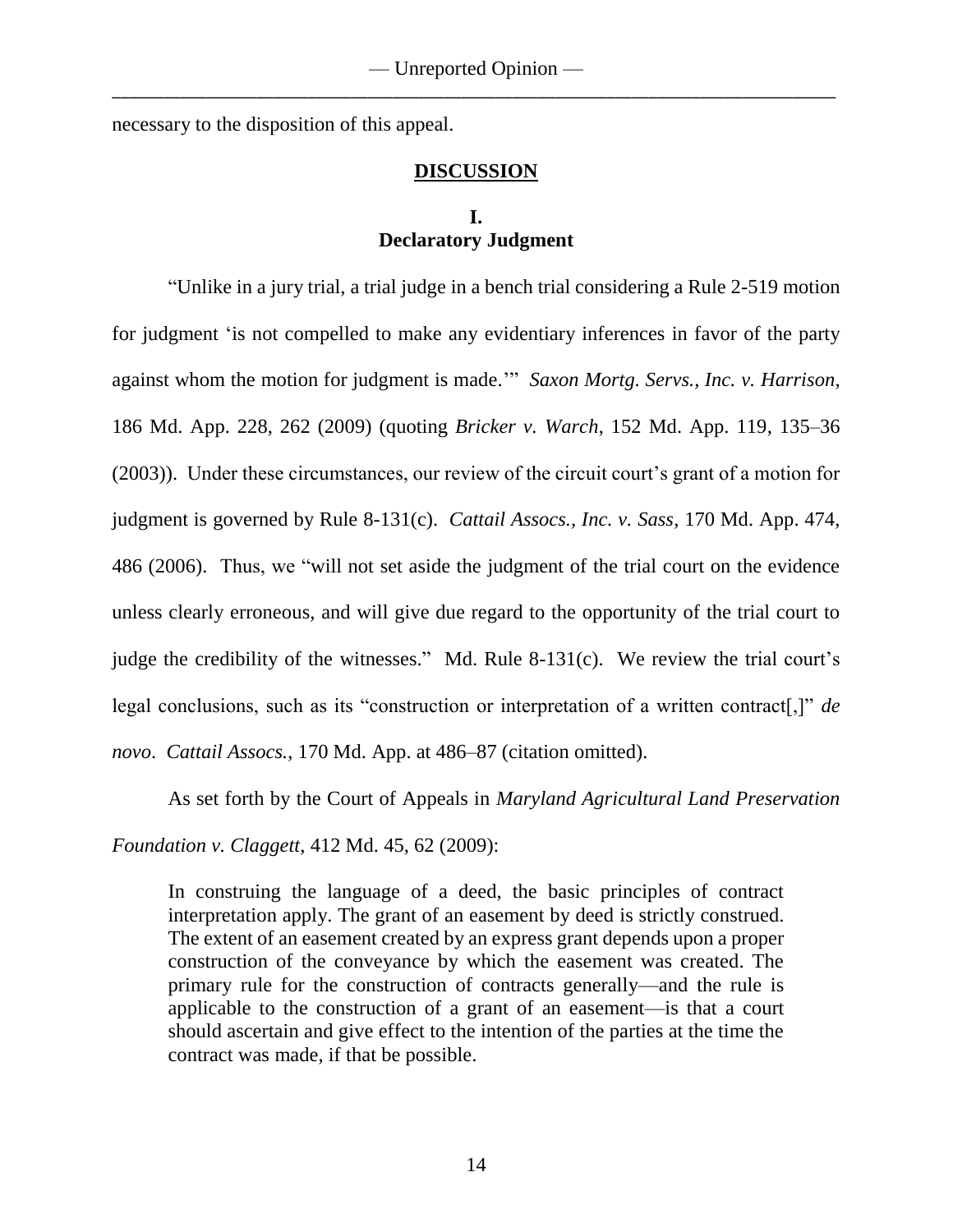necessary to the disposition of this appeal.

## DISCUSSION

### I.
### Declaratory Judgment

"Unlike in a jury trial, a trial judge in a bench trial considering a Rule 2-519 motion for judgment 'is not compelled to make any evidentiary inferences in favor of the party against whom the motion for judgment is made.'" *Saxon Mortg. Servs., Inc. v. Harrison*, 186 Md. App. 228, 262 (2009) (quoting *Bricker v. Warch*, 152 Md. App. 119, 135–36 (2003)). Under these circumstances, our review of the circuit court's grant of a motion for judgment is governed by Rule 8-131(c). *Cattail Assocs., Inc. v. Sass*, 170 Md. App. 474, 486 (2006). Thus, we "will not set aside the judgment of the trial court on the evidence unless clearly erroneous, and will give due regard to the opportunity of the trial court to judge the credibility of the witnesses." Md. Rule 8-131(c). We review the trial court's legal conclusions, such as its "construction or interpretation of a written contract[,]" *de novo*. *Cattail Assocs.*, 170 Md. App. at 486–87 (citation omitted).

As set forth by the Court of Appeals in *Maryland Agricultural Land Preservation Foundation v. Claggett*, 412 Md. 45, 62 (2009):

> In construing the language of a deed, the basic principles of contract interpretation apply. The grant of an easement by deed is strictly construed. The extent of an easement created by an express grant depends upon a proper construction of the conveyance by which the easement was created. The primary rule for the construction of contracts generally—and the rule is applicable to the construction of a grant of an easement—is that a court should ascertain and give effect to the intention of the parties at the time the contract was made, if that be possible.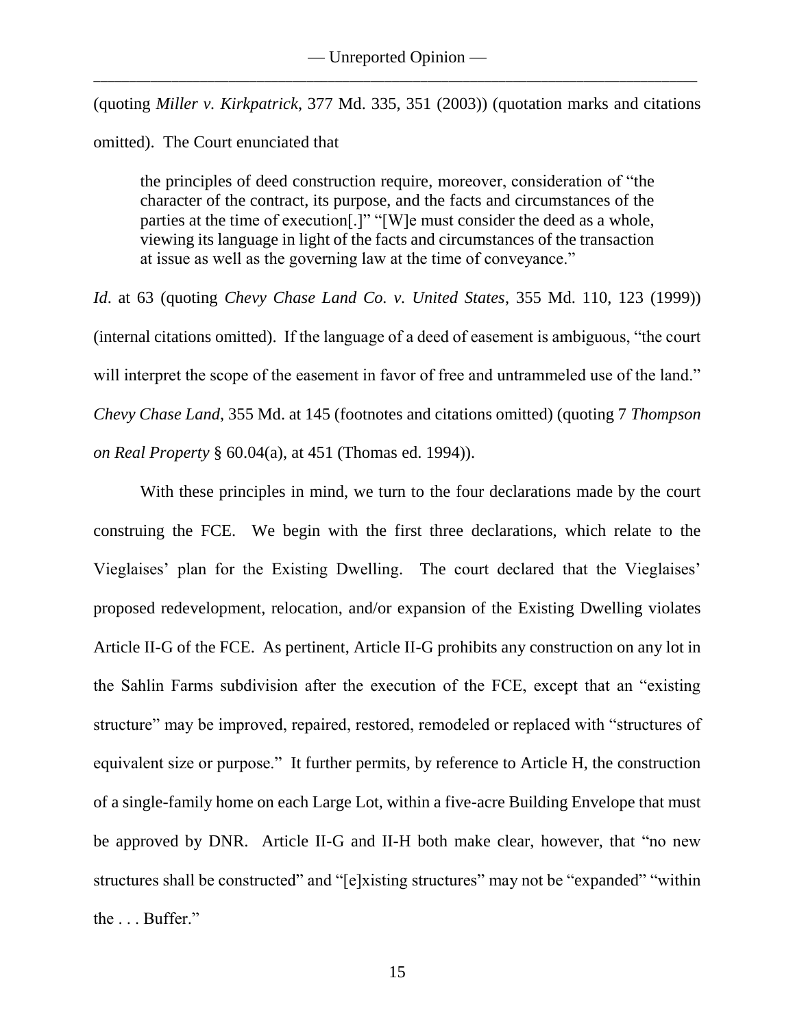(quoting *Miller v. Kirkpatrick*, 377 Md. 335, 351 (2003)) (quotation marks and citations omitted). The Court enunciated that

> the principles of deed construction require, moreover, consideration of "the character of the contract, its purpose, and the facts and circumstances of the parties at the time of execution[.]" "[W]e must consider the deed as a whole, viewing its language in light of the facts and circumstances of the transaction at issue as well as the governing law at the time of conveyance."

*Id*. at 63 (quoting *Chevy Chase Land Co. v. United States*, 355 Md. 110, 123 (1999)) (internal citations omitted). If the language of a deed of easement is ambiguous, "the court will interpret the scope of the easement in favor of free and untrammeled use of the land." *Chevy Chase Land*, 355 Md. at 145 (footnotes and citations omitted) (quoting 7 *Thompson on Real Property* § 60.04(a), at 451 (Thomas ed. 1994)).

With these principles in mind, we turn to the four declarations made by the court construing the FCE. We begin with the first three declarations, which relate to the Vieglaises' plan for the Existing Dwelling. The court declared that the Vieglaises' proposed redevelopment, relocation, and/or expansion of the Existing Dwelling violates Article II-G of the FCE. As pertinent, Article II-G prohibits any construction on any lot in the Sahlin Farms subdivision after the execution of the FCE, except that an "existing structure" may be improved, repaired, restored, remodeled or replaced with "structures of equivalent size or purpose." It further permits, by reference to Article H, the construction of a single-family home on each Large Lot, within a five-acre Building Envelope that must be approved by DNR. Article II-G and II-H both make clear, however, that "no new structures shall be constructed" and "[e]xisting structures" may not be "expanded" "within the . . . Buffer."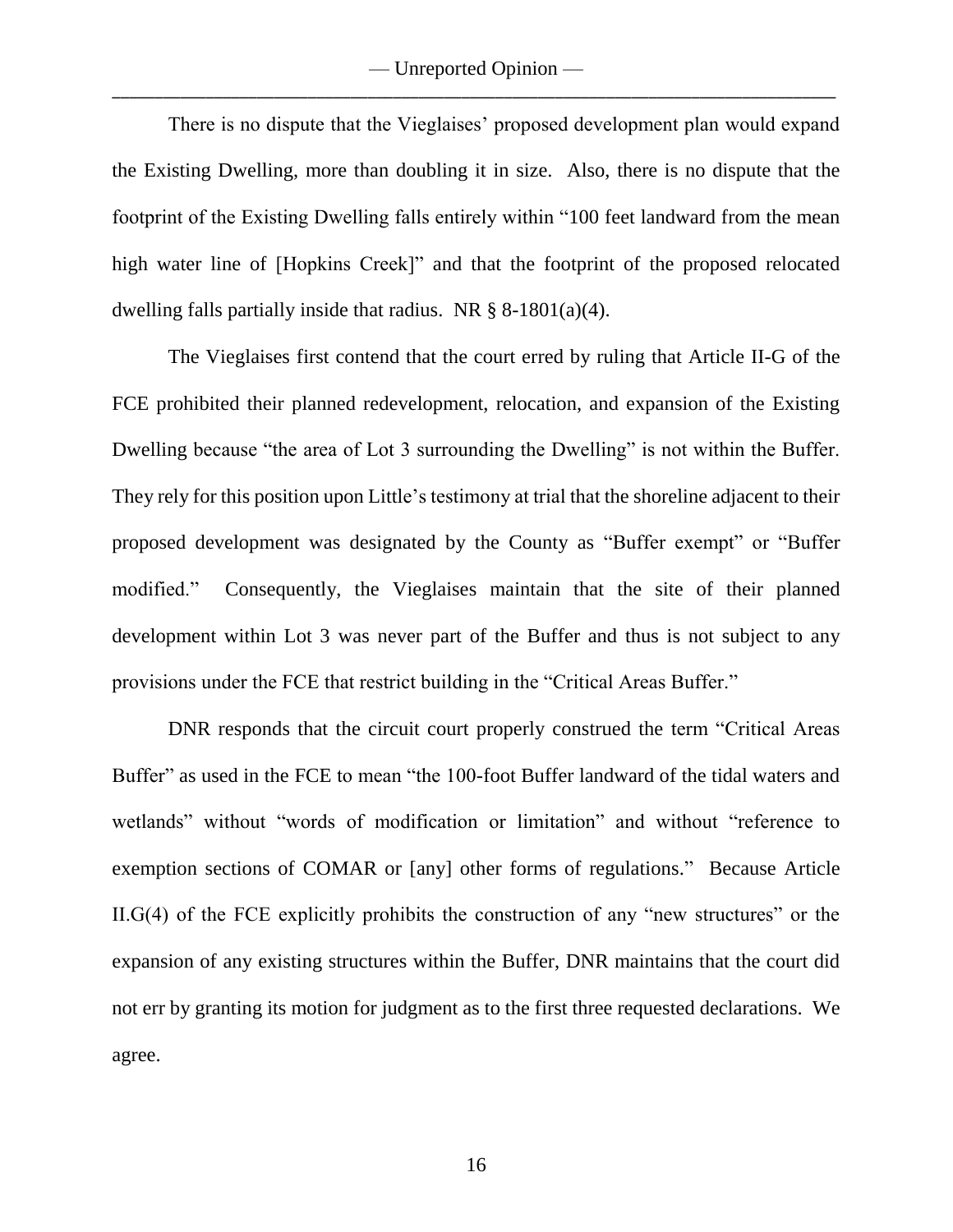There is no dispute that the Vieglaises' proposed development plan would expand the Existing Dwelling, more than doubling it in size. Also, there is no dispute that the footprint of the Existing Dwelling falls entirely within "100 feet landward from the mean high water line of [Hopkins Creek]" and that the footprint of the proposed relocated dwelling falls partially inside that radius. NR § 8-1801(a)(4).

The Vieglaises first contend that the court erred by ruling that Article II-G of the FCE prohibited their planned redevelopment, relocation, and expansion of the Existing Dwelling because "the area of Lot 3 surrounding the Dwelling" is not within the Buffer. They rely for this position upon Little's testimony at trial that the shoreline adjacent to their proposed development was designated by the County as "Buffer exempt" or "Buffer modified." Consequently, the Vieglaises maintain that the site of their planned development within Lot 3 was never part of the Buffer and thus is not subject to any provisions under the FCE that restrict building in the "Critical Areas Buffer."

DNR responds that the circuit court properly construed the term "Critical Areas Buffer" as used in the FCE to mean "the 100-foot Buffer landward of the tidal waters and wetlands" without "words of modification or limitation" and without "reference to exemption sections of COMAR or [any] other forms of regulations." Because Article II.G(4) of the FCE explicitly prohibits the construction of any "new structures" or the expansion of any existing structures within the Buffer, DNR maintains that the court did not err by granting its motion for judgment as to the first three requested declarations. We agree.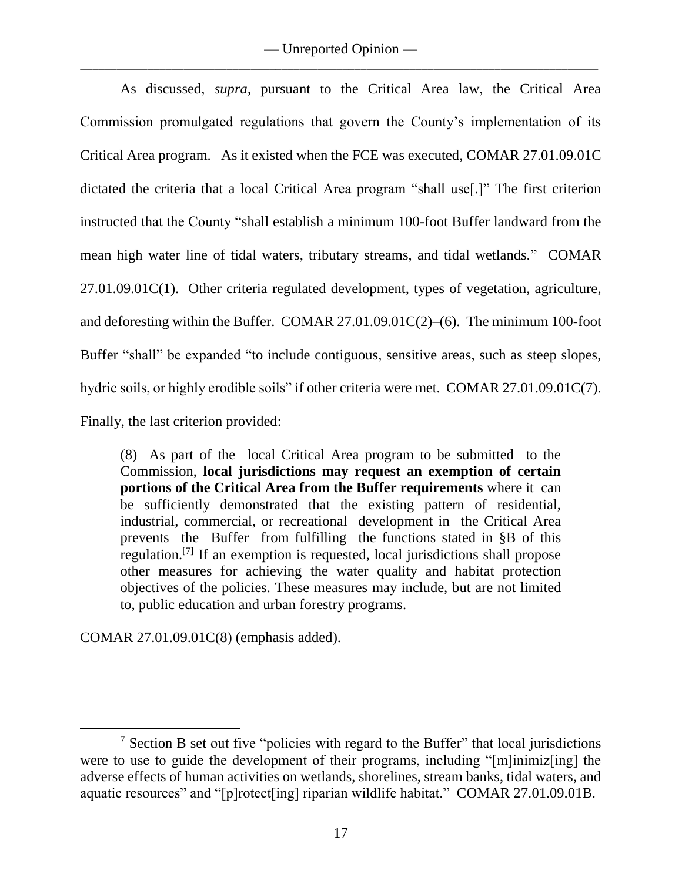As discussed, *supra*, pursuant to the Critical Area law, the Critical Area Commission promulgated regulations that govern the County's implementation of its Critical Area program. As it existed when the FCE was executed, COMAR 27.01.09.01C dictated the criteria that a local Critical Area program "shall use[.]" The first criterion instructed that the County "shall establish a minimum 100-foot Buffer landward from the mean high water line of tidal waters, tributary streams, and tidal wetlands." COMAR 27.01.09.01C(1). Other criteria regulated development, types of vegetation, agriculture, and deforesting within the Buffer. COMAR 27.01.09.01C(2)–(6). The minimum 100-foot Buffer "shall" be expanded "to include contiguous, sensitive areas, such as steep slopes, hydric soils, or highly erodible soils" if other criteria were met. COMAR 27.01.09.01C(7). Finally, the last criterion provided:

> (8) As part of the local Critical Area program to be submitted to the Commission, **local jurisdictions may request an exemption of certain portions of the Critical Area from the Buffer requirements** where it can be sufficiently demonstrated that the existing pattern of residential, industrial, commercial, or recreational development in the Critical Area prevents the Buffer from fulfilling the functions stated in §B of this regulation.[7] If an exemption is requested, local jurisdictions shall propose other measures for achieving the water quality and habitat protection objectives of the policies. These measures may include, but are not limited to, public education and urban forestry programs.

COMAR 27.01.09.01C(8) (emphasis added).

---

[7] Section B set out five "policies with regard to the Buffer" that local jurisdictions were to use to guide the development of their programs, including "[m]inimiz[ing] the adverse effects of human activities on wetlands, shorelines, stream banks, tidal waters, and aquatic resources" and "[p]rotect[ing] riparian wildlife habitat." COMAR 27.01.09.01B.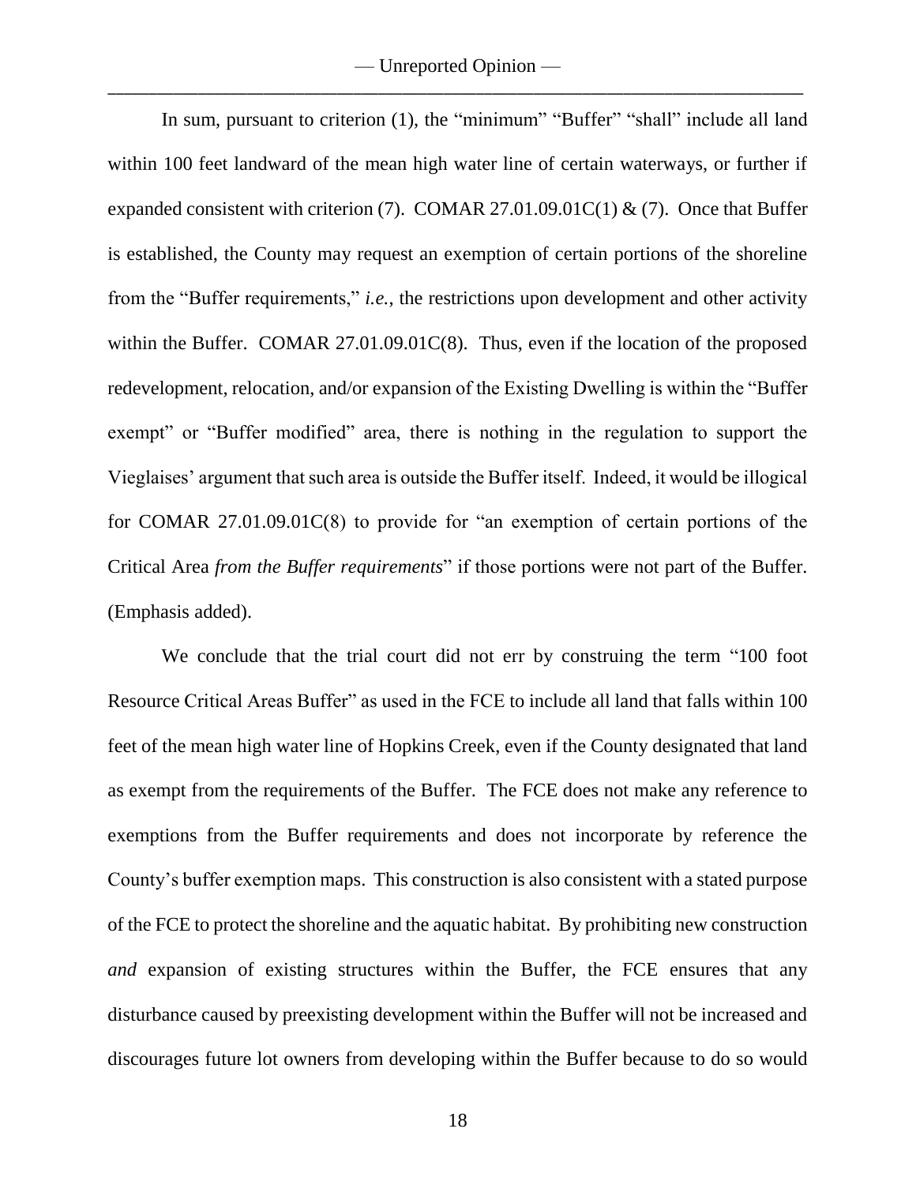In sum, pursuant to criterion (1), the "minimum" "Buffer" "shall" include all land within 100 feet landward of the mean high water line of certain waterways, or further if expanded consistent with criterion (7). COMAR 27.01.09.01C(1) & (7). Once that Buffer is established, the County may request an exemption of certain portions of the shoreline from the "Buffer requirements," *i.e.*, the restrictions upon development and other activity within the Buffer. COMAR 27.01.09.01C(8). Thus, even if the location of the proposed redevelopment, relocation, and/or expansion of the Existing Dwelling is within the "Buffer exempt" or "Buffer modified" area, there is nothing in the regulation to support the Vieglaises' argument that such area is outside the Buffer itself. Indeed, it would be illogical for COMAR 27.01.09.01C(8) to provide for "an exemption of certain portions of the Critical Area *from the Buffer requirements*" if those portions were not part of the Buffer. (Emphasis added).

We conclude that the trial court did not err by construing the term "100 foot Resource Critical Areas Buffer" as used in the FCE to include all land that falls within 100 feet of the mean high water line of Hopkins Creek, even if the County designated that land as exempt from the requirements of the Buffer. The FCE does not make any reference to exemptions from the Buffer requirements and does not incorporate by reference the County's buffer exemption maps. This construction is also consistent with a stated purpose of the FCE to protect the shoreline and the aquatic habitat. By prohibiting new construction *and* expansion of existing structures within the Buffer, the FCE ensures that any disturbance caused by preexisting development within the Buffer will not be increased and discourages future lot owners from developing within the Buffer because to do so would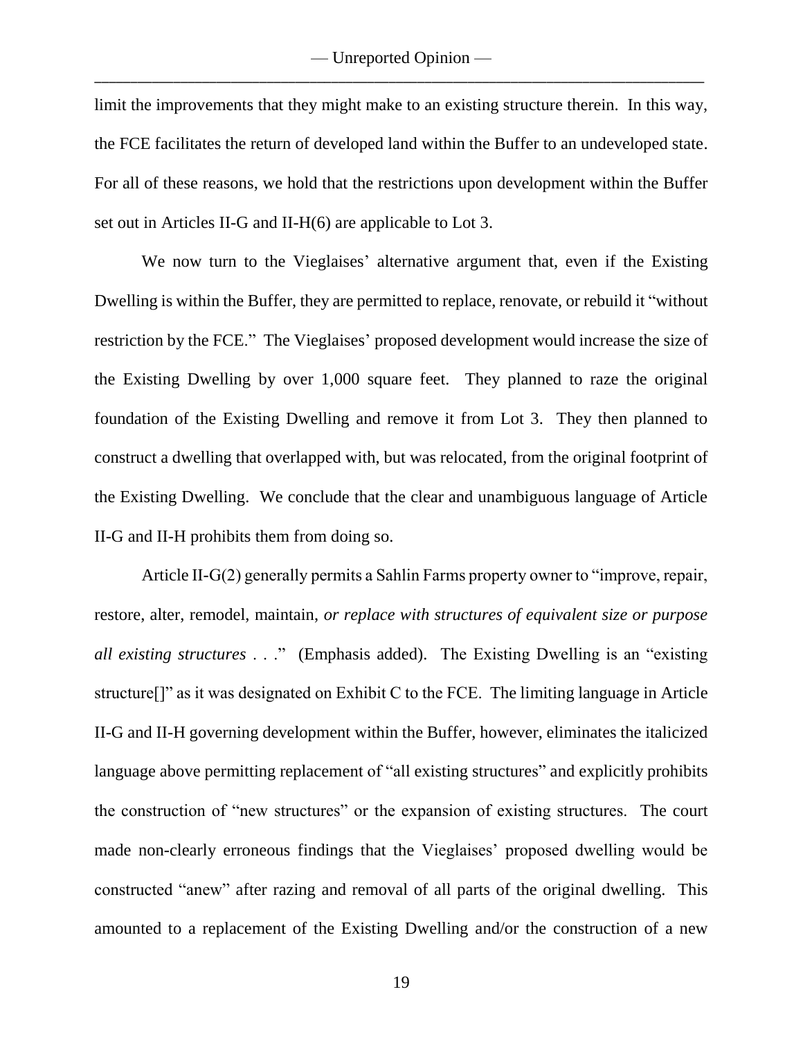limit the improvements that they might make to an existing structure therein. In this way, the FCE facilitates the return of developed land within the Buffer to an undeveloped state. For all of these reasons, we hold that the restrictions upon development within the Buffer set out in Articles II-G and II-H(6) are applicable to Lot 3.

We now turn to the Vieglaises' alternative argument that, even if the Existing Dwelling is within the Buffer, they are permitted to replace, renovate, or rebuild it "without restriction by the FCE." The Vieglaises' proposed development would increase the size of the Existing Dwelling by over 1,000 square feet. They planned to raze the original foundation of the Existing Dwelling and remove it from Lot 3. They then planned to construct a dwelling that overlapped with, but was relocated, from the original footprint of the Existing Dwelling. We conclude that the clear and unambiguous language of Article II-G and II-H prohibits them from doing so.

Article II-G(2) generally permits a Sahlin Farms property owner to "improve, repair, restore, alter, remodel, maintain, *or replace with structures of equivalent size or purpose all existing structures* . . ." (Emphasis added). The Existing Dwelling is an "existing structure[]" as it was designated on Exhibit C to the FCE. The limiting language in Article II-G and II-H governing development within the Buffer, however, eliminates the italicized language above permitting replacement of "all existing structures" and explicitly prohibits the construction of "new structures" or the expansion of existing structures. The court made non-clearly erroneous findings that the Vieglaises' proposed dwelling would be constructed "anew" after razing and removal of all parts of the original dwelling. This amounted to a replacement of the Existing Dwelling and/or the construction of a new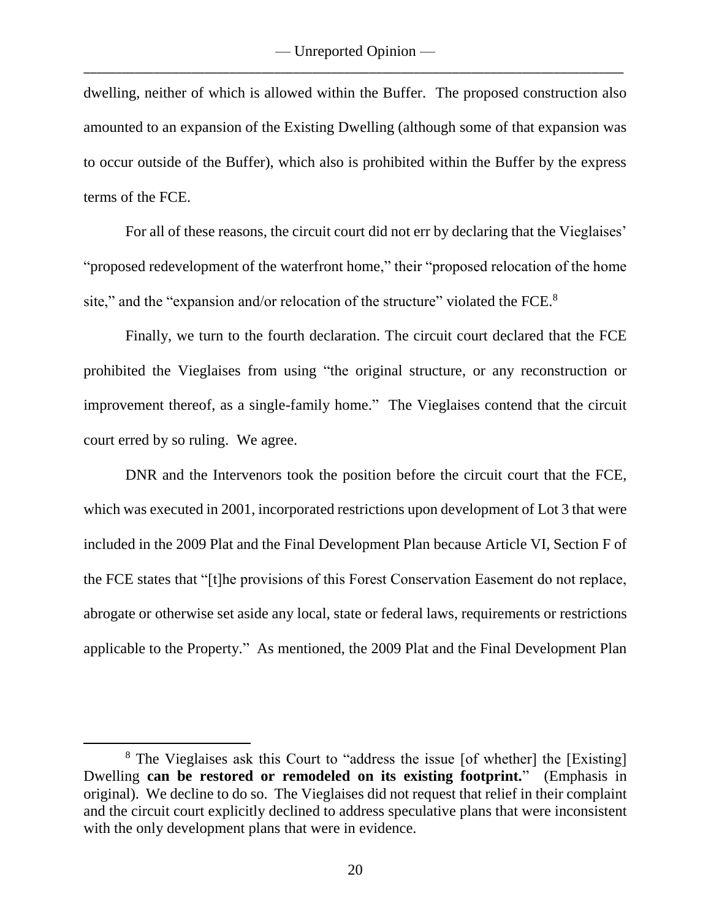dwelling, neither of which is allowed within the Buffer. The proposed construction also amounted to an expansion of the Existing Dwelling (although some of that expansion was to occur outside of the Buffer), which also is prohibited within the Buffer by the express terms of the FCE.

For all of these reasons, the circuit court did not err by declaring that the Vieglaises' "proposed redevelopment of the waterfront home," their "proposed relocation of the home site," and the "expansion and/or relocation of the structure" violated the FCE.[8]

Finally, we turn to the fourth declaration. The circuit court declared that the FCE prohibited the Vieglaises from using "the original structure, or any reconstruction or improvement thereof, as a single-family home." The Vieglaises contend that the circuit court erred by so ruling. We agree.

DNR and the Intervenors took the position before the circuit court that the FCE, which was executed in 2001, incorporated restrictions upon development of Lot 3 that were included in the 2009 Plat and the Final Development Plan because Article VI, Section F of the FCE states that "[t]he provisions of this Forest Conservation Easement do not replace, abrogate or otherwise set aside any local, state or federal laws, requirements or restrictions applicable to the Property." As mentioned, the 2009 Plat and the Final Development Plan

---

[8] The Vieglaises ask this Court to "address the issue [of whether] the [Existing] Dwelling **can be restored or remodeled on its existing footprint.**" (Emphasis in original). We decline to do so. The Vieglaises did not request that relief in their complaint and the circuit court explicitly declined to address speculative plans that were inconsistent with the only development plans that were in evidence.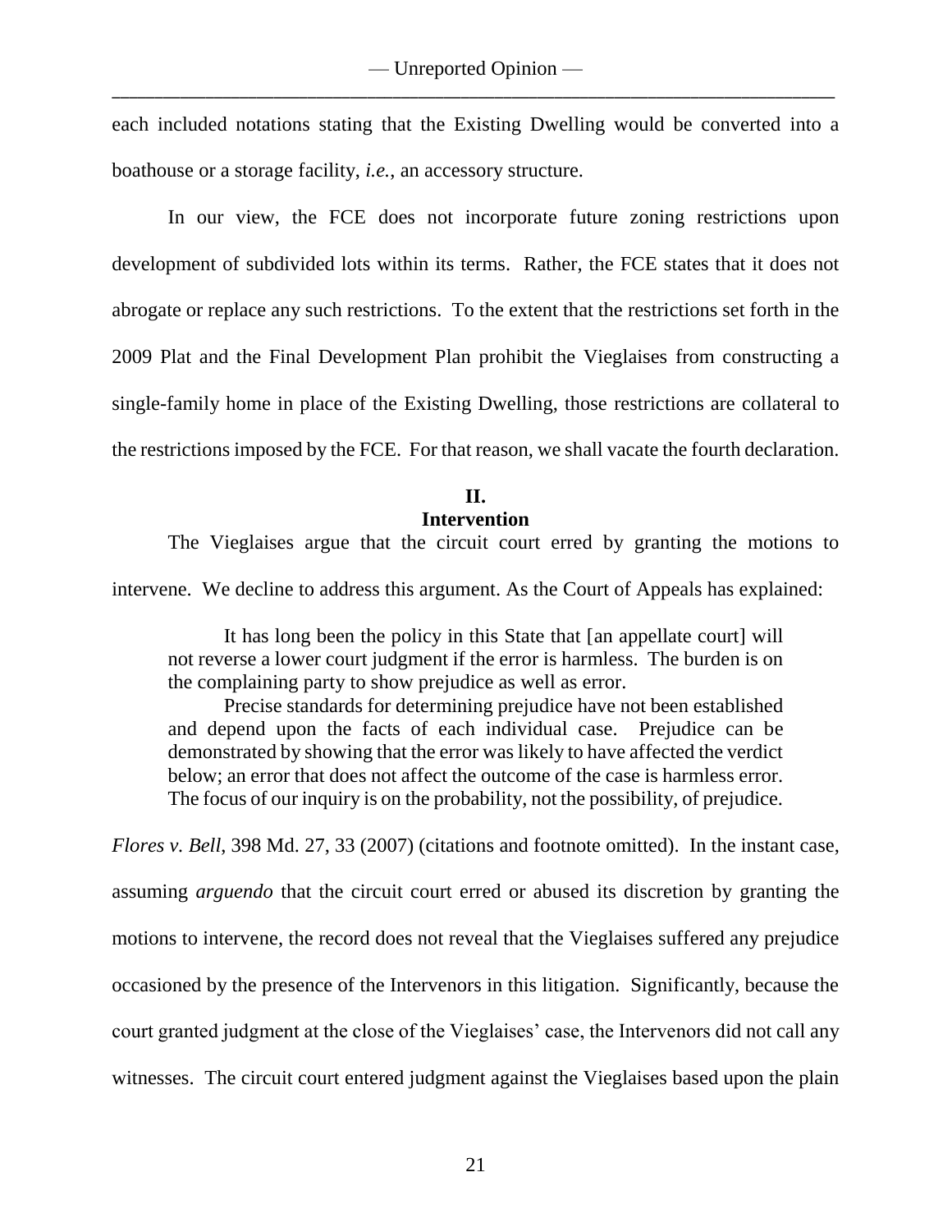each included notations stating that the Existing Dwelling would be converted into a boathouse or a storage facility, *i.e.*, an accessory structure.

In our view, the FCE does not incorporate future zoning restrictions upon development of subdivided lots within its terms. Rather, the FCE states that it does not abrogate or replace any such restrictions. To the extent that the restrictions set forth in the 2009 Plat and the Final Development Plan prohibit the Vieglaises from constructing a single-family home in place of the Existing Dwelling, those restrictions are collateral to the restrictions imposed by the FCE. For that reason, we shall vacate the fourth declaration.

## II.
## Intervention

The Vieglaises argue that the circuit court erred by granting the motions to intervene. We decline to address this argument. As the Court of Appeals has explained:

> It has long been the policy in this State that [an appellate court] will not reverse a lower court judgment if the error is harmless. The burden is on the complaining party to show prejudice as well as error.
>
> Precise standards for determining prejudice have not been established and depend upon the facts of each individual case. Prejudice can be demonstrated by showing that the error was likely to have affected the verdict below; an error that does not affect the outcome of the case is harmless error. The focus of our inquiry is on the probability, not the possibility, of prejudice.

*Flores v. Bell*, 398 Md. 27, 33 (2007) (citations and footnote omitted). In the instant case, assuming *arguendo* that the circuit court erred or abused its discretion by granting the motions to intervene, the record does not reveal that the Vieglaises suffered any prejudice occasioned by the presence of the Intervenors in this litigation. Significantly, because the court granted judgment at the close of the Vieglaises' case, the Intervenors did not call any witnesses. The circuit court entered judgment against the Vieglaises based upon the plain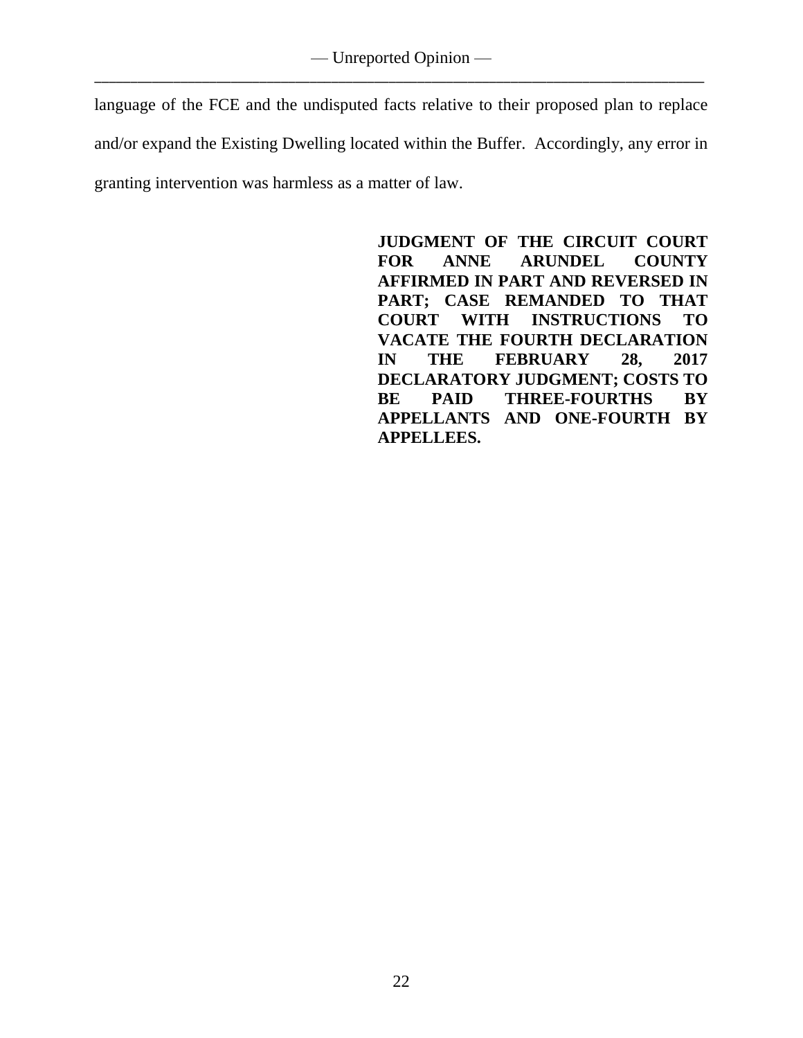language of the FCE and the undisputed facts relative to their proposed plan to replace and/or expand the Existing Dwelling located within the Buffer. Accordingly, any error in granting intervention was harmless as a matter of law.

**JUDGMENT OF THE CIRCUIT COURT FOR ANNE ARUNDEL COUNTY AFFIRMED IN PART AND REVERSED IN PART; CASE REMANDED TO THAT COURT WITH INSTRUCTIONS TO VACATE THE FOURTH DECLARATION IN THE FEBRUARY 28, 2017 DECLARATORY JUDGMENT; COSTS TO BE PAID THREE-FOURTHS BY APPELLANTS AND ONE-FOURTH BY APPELLEES.**